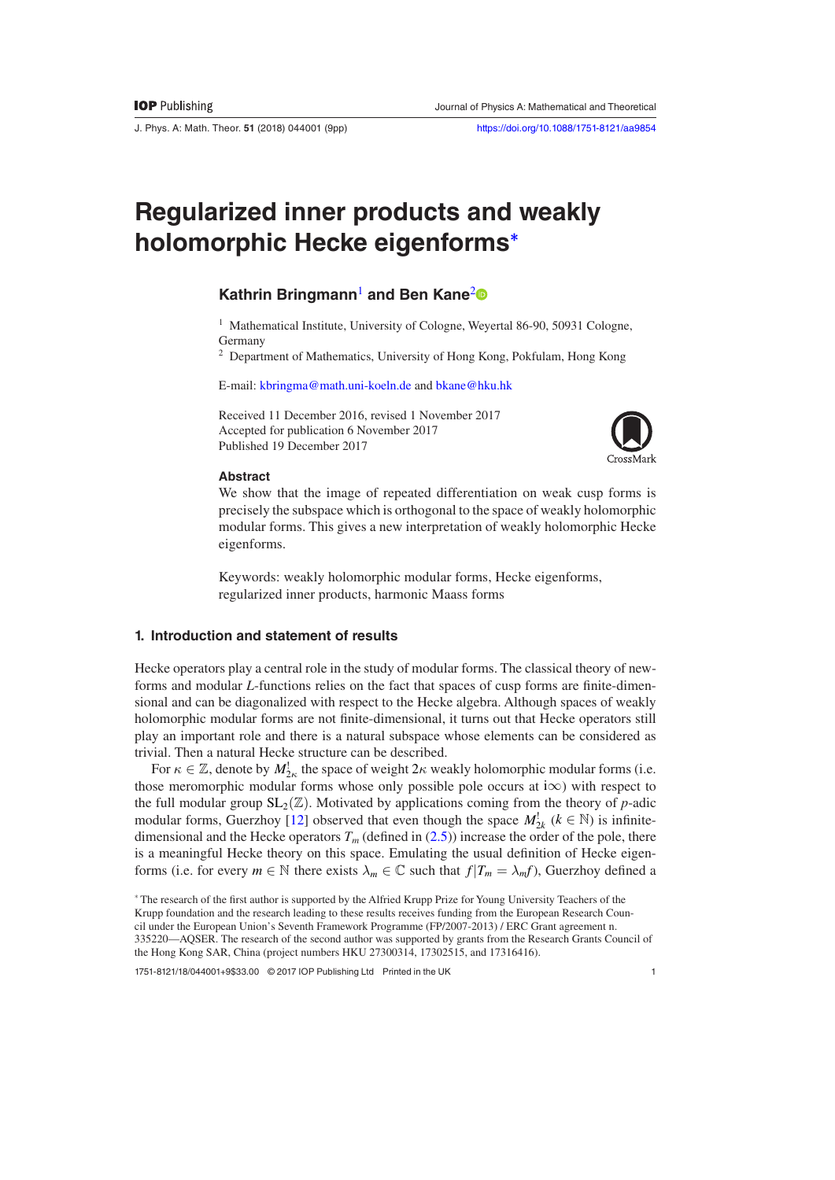# Regularized inner products and weakly holomorphic Hecke eigenforms*

**Kathrin Bringmann**[1] **and Ben Kane**[2]

[1] Mathematical Institute, University of Cologne, Weyertal 86-90, 50931 Cologne, Germany

[2] Department of Mathematics, University of Hong Kong, Pokfulam, Hong Kong

E-mail: kbringma@math.uni-koeln.de and bkane@hku.hk

Received 11 December 2016, revised 1 November 2017
Accepted for publication 6 November 2017
Published 19 December 2017

### Abstract

We show that the image of repeated differentiation on weak cusp forms is precisely the subspace which is orthogonal to the space of weakly holomorphic modular forms. This gives a new interpretation of weakly holomorphic Hecke eigenforms.

Keywords: weakly holomorphic modular forms, Hecke eigenforms, regularized inner products, harmonic Maass forms

## 1. Introduction and statement of results

Hecke operators play a central role in the study of modular forms. The classical theory of newforms and modular $L$-functions relies on the fact that spaces of cusp forms are finite-dimensional and can be diagonalized with respect to the Hecke algebra. Although spaces of weakly holomorphic modular forms are not finite-dimensional, it turns out that Hecke operators still play an important role and there is a natural subspace whose elements can be considered as trivial. Then a natural Hecke structure can be described.

For $\kappa \in \mathbb{Z}$, denote by $M_{2\kappa}^!$ the space of weight $2\kappa$ weakly holomorphic modular forms (i.e. those meromorphic modular forms whose only possible pole occurs at $i\infty$) with respect to the full modular group $\mathrm{SL}_2(\mathbb{Z})$. Motivated by applications coming from the theory of $p$-adic modular forms, Guerzhoy [12] observed that even though the space $M_{2k}^!$ ($k \in \mathbb{N}$) is infinite-dimensional and the Hecke operators $T_m$ (defined in (2.5)) increase the order of the pole, there is a meaningful Hecke theory on this space. Emulating the usual definition of Hecke eigenforms (i.e. for every $m \in \mathbb{N}$ there exists $\lambda_m \in \mathbb{C}$ such that $f|T_m = \lambda_m f$), Guerzhoy defined a

\* The research of the first author is supported by the Alfried Krupp Prize for Young University Teachers of the Krupp foundation and the research leading to these results receives funding from the European Research Council under the European Union's Seventh Framework Programme (FP/2007-2013) / ERC Grant agreement n. 335220—AQSER. The research of the second author was supported by grants from the Research Grants Council of the Hong Kong SAR, China (project numbers HKU 27300314, 17302515, and 17316416).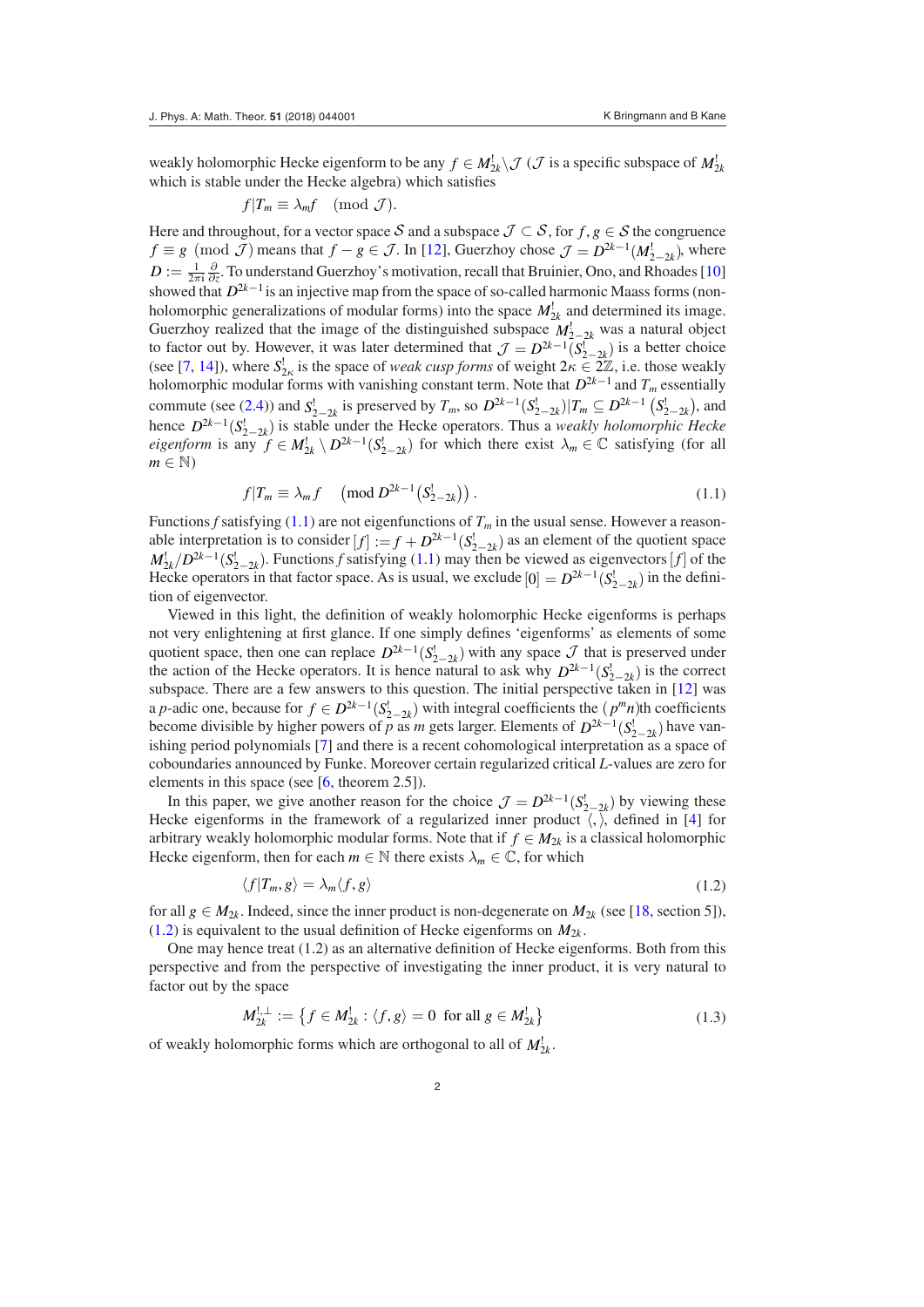weakly holomorphic Hecke eigenform to be any $f \in M_{2k}^! \backslash \mathcal{J}$ ($\mathcal{J}$ is a specific subspace of $M_{2k}^!$ which is stable under the Hecke algebra) which satisfies

$$f|T_m \equiv \lambda_m f \pmod{\mathcal{J}}.$$

Here and throughout, for a vector space $\mathcal{S}$ and a subspace $\mathcal{J} \subset \mathcal{S}$, for $f, g \in \mathcal{S}$ the congruence $f \equiv g \pmod{\mathcal{J}}$ means that $f - g \in \mathcal{J}$. In [12], Guerzhoy chose $\mathcal{J} = D^{2k-1}(M_{2-2k}^!)$, where $D := \frac{1}{2\pi i}\frac{\partial}{\partial z}$. To understand Guerzhoy's motivation, recall that Bruinier, Ono, and Rhoades [10] showed that $D^{2k-1}$ is an injective map from the space of so-called harmonic Maass forms (non-holomorphic generalizations of modular forms) into the space $M_{2k}^!$ and determined its image. Guerzhoy realized that the image of the distinguished subspace $M_{2-2k}^!$ was a natural object to factor out by. However, it was later determined that $\mathcal{J} = D^{2k-1}(S_{2-2k}^!)$ is a better choice (see [7, 14]), where $S_{2\kappa}^!$ is the space of *weak cusp forms* of weight $2\kappa \in 2\mathbb{Z}$, i.e. those weakly holomorphic modular forms with vanishing constant term. Note that $D^{2k-1}$ and $T_m$ essentially commute (see (2.4)) and $S_{2-2k}^!$ is preserved by $T_m$, so $D^{2k-1}(S_{2-2k}^!)|T_m \subseteq D^{2k-1}\left(S_{2-2k}^!\right)$, and hence $D^{2k-1}(S_{2-2k}^!)$ is stable under the Hecke operators. Thus a *weakly holomorphic Hecke eigenform* is any $f \in M_{2k}^! \setminus D^{2k-1}(S_{2-2k}^!)$ for which there exist $\lambda_m \in \mathbb{C}$ satisfying (for all $m \in \mathbb{N}$)

$$f|T_m \equiv \lambda_m f \pmod{D^{2k-1}\left(S_{2-2k}^!\right)}. \tag{1.1}$$

Functions $f$ satisfying (1.1) are not eigenfunctions of $T_m$ in the usual sense. However a reasonable interpretation is to consider $[f] := f + D^{2k-1}(S_{2-2k}^!)$ as an element of the quotient space $M_{2k}^!/D^{2k-1}(S_{2-2k}^!)$. Functions $f$ satisfying (1.1) may then be viewed as eigenvectors $[f]$ of the Hecke operators in that factor space. As is usual, we exclude $[0] = D^{2k-1}(S_{2-2k}^!)$ in the definition of eigenvector.

Viewed in this light, the definition of weakly holomorphic Hecke eigenforms is perhaps not very enlightening at first glance. If one simply defines 'eigenforms' as elements of some quotient space, then one can replace $D^{2k-1}(S_{2-2k}^!)$ with any space $\mathcal{J}$ that is preserved under the action of the Hecke operators. It is hence natural to ask why $D^{2k-1}(S_{2-2k}^!)$ is the correct subspace. There are a few answers to this question. The initial perspective taken in [12] was a $p$-adic one, because for $f \in D^{2k-1}(S_{2-2k}^!)$ with integral coefficients the $(p^m n)$th coefficients become divisible by higher powers of $p$ as $m$ gets larger. Elements of $D^{2k-1}(S_{2-2k}^!)$ have vanishing period polynomials [7] and there is a recent cohomological interpretation as a space of coboundaries announced by Funke. Moreover certain regularized critical $L$-values are zero for elements in this space (see [6, theorem 2.5]).

In this paper, we give another reason for the choice $\mathcal{J} = D^{2k-1}(S_{2-2k}^!)$ by viewing these Hecke eigenforms in the framework of a regularized inner product $\langle , \rangle$, defined in [4] for arbitrary weakly holomorphic modular forms. Note that if $f \in M_{2k}$ is a classical holomorphic Hecke eigenform, then for each $m \in \mathbb{N}$ there exists $\lambda_m \in \mathbb{C}$, for which

$$\langle f|T_m, g\rangle = \lambda_m \langle f, g\rangle \tag{1.2}$$

for all $g \in M_{2k}$. Indeed, since the inner product is non-degenerate on $M_{2k}$ (see [18, section 5]), (1.2) is equivalent to the usual definition of Hecke eigenforms on $M_{2k}$.

One may hence treat (1.2) as an alternative definition of Hecke eigenforms. Both from this perspective and from the perspective of investigating the inner product, it is very natural to factor out by the space

$$M_{2k}^{!,\perp} := \left\{ f \in M_{2k}^! : \langle f, g\rangle = 0 \ \text{ for all } g \in M_{2k}^! \right\} \tag{1.3}$$

of weakly holomorphic forms which are orthogonal to all of $M_{2k}^!$.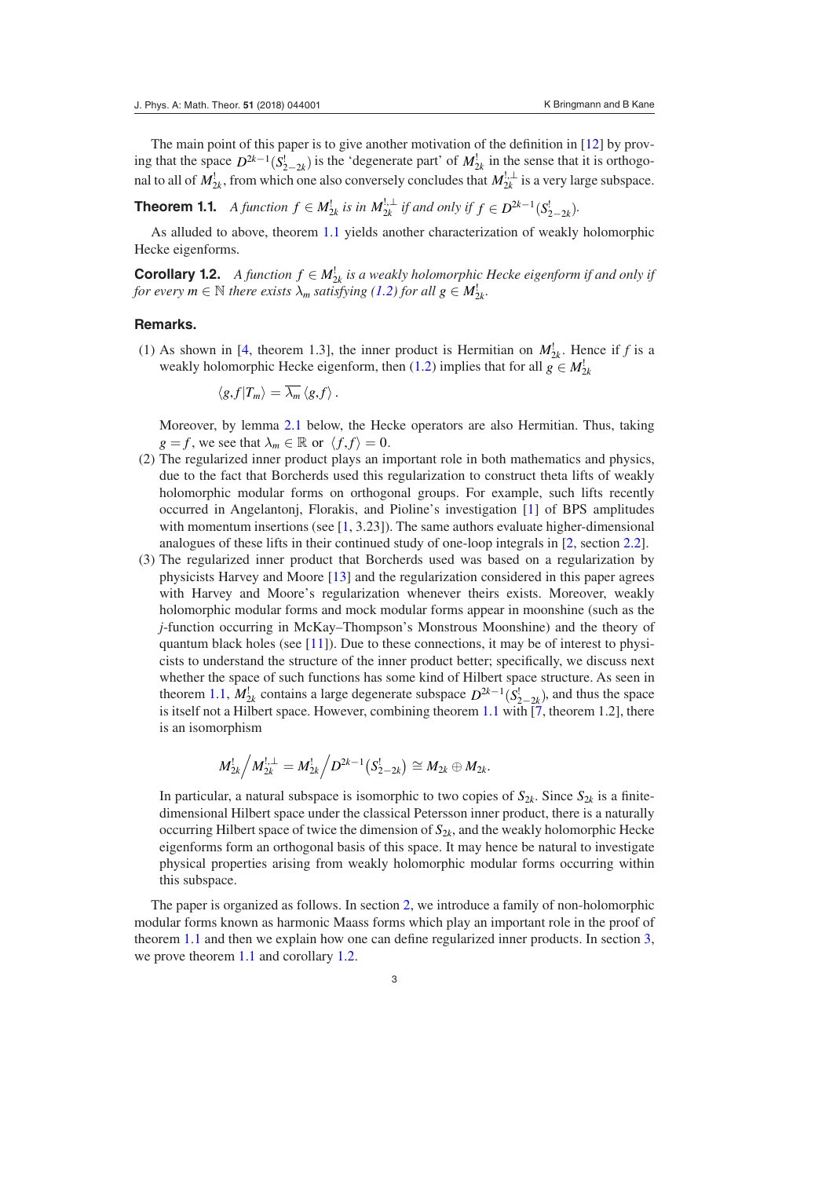The main point of this paper is to give another motivation of the definition in [12] by proving that the space $D^{2k-1}(S^!_{2-2k})$ is the 'degenerate part' of $M^!_{2k}$ in the sense that it is orthogonal to all of $M^!_{2k}$, from which one also conversely concludes that $M^{!,\perp}_{2k}$ is a very large subspace.

**Theorem 1.1.** *A function $f \in M^!_{2k}$ is in $M^{!,\perp}_{2k}$ if and only if $f \in D^{2k-1}(S^!_{2-2k})$.*

As alluded to above, theorem 1.1 yields another characterization of weakly holomorphic Hecke eigenforms.

**Corollary 1.2.** *A function $f \in M^!_{2k}$ is a weakly holomorphic Hecke eigenform if and only if for every $m \in \mathbb{N}$ there exists $\lambda_m$ satisfying (1.2) for all $g \in M^!_{2k}$.*

### Remarks.

(1) As shown in [4, theorem 1.3], the inner product is Hermitian on $M^!_{2k}$. Hence if $f$ is a weakly holomorphic Hecke eigenform, then (1.2) implies that for all $g \in M^!_{2k}$

$$\langle g, f|T_m\rangle = \overline{\lambda_m}\,\langle g, f\rangle\,.$$

Moreover, by lemma 2.1 below, the Hecke operators are also Hermitian. Thus, taking $g = f$, we see that $\lambda_m \in \mathbb{R}$ or $\langle f, f\rangle = 0$.

(2) The regularized inner product plays an important role in both mathematics and physics, due to the fact that Borcherds used this regularization to construct theta lifts of weakly holomorphic modular forms on orthogonal groups. For example, such lifts recently occurred in Angelantonj, Florakis, and Pioline's investigation [1] of BPS amplitudes with momentum insertions (see [1, 3.23]). The same authors evaluate higher-dimensional analogues of these lifts in their continued study of one-loop integrals in [2, section 2.2].

(3) The regularized inner product that Borcherds used was based on a regularization by physicists Harvey and Moore [13] and the regularization considered in this paper agrees with Harvey and Moore's regularization whenever theirs exists. Moreover, weakly holomorphic modular forms and mock modular forms appear in moonshine (such as the $j$-function occurring in McKay–Thompson's Monstrous Moonshine) and the theory of quantum black holes (see [11]). Due to these connections, it may be of interest to physicists to understand the structure of the inner product better; specifically, we discuss next whether the space of such functions has some kind of Hilbert space structure. As seen in theorem 1.1, $M^!_{2k}$ contains a large degenerate subspace $D^{2k-1}(S^!_{2-2k})$, and thus the space is itself not a Hilbert space. However, combining theorem 1.1 with [7, theorem 1.2], there is an isomorphism

$$M^!_{2k}\Big/M^{!,\perp}_{2k} = M^!_{2k}\Big/D^{2k-1}\left(S^!_{2-2k}\right) \cong M_{2k} \oplus M_{2k}.$$

In particular, a natural subspace is isomorphic to two copies of $S_{2k}$. Since $S_{2k}$ is a finite-dimensional Hilbert space under the classical Petersson inner product, there is a naturally occurring Hilbert space of twice the dimension of $S_{2k}$, and the weakly holomorphic Hecke eigenforms form an orthogonal basis of this space. It may hence be natural to investigate physical properties arising from weakly holomorphic modular forms occurring within this subspace.

The paper is organized as follows. In section 2, we introduce a family of non-holomorphic modular forms known as harmonic Maass forms which play an important role in the proof of theorem 1.1 and then we explain how one can define regularized inner products. In section 3, we prove theorem 1.1 and corollary 1.2.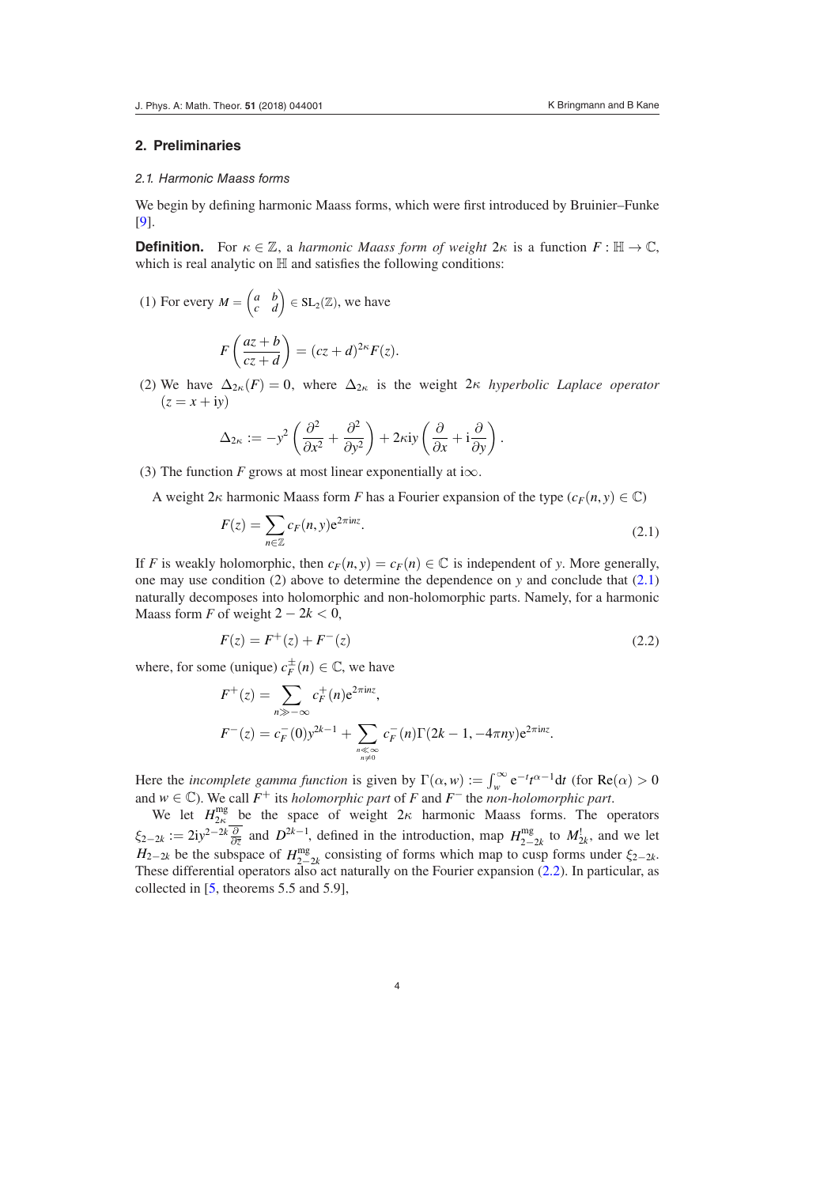## 2. Preliminaries

### 2.1. Harmonic Maass forms

We begin by defining harmonic Maass forms, which were first introduced by Bruinier–Funke [9].

**Definition.** For $\kappa \in \mathbb{Z}$, a *harmonic Maass form of weight* $2\kappa$ is a function $F : \mathbb{H} \to \mathbb{C}$, which is real analytic on $\mathbb{H}$ and satisfies the following conditions:

(1) For every $M = \begin{pmatrix} a & b \\ c & d \end{pmatrix} \in \mathrm{SL}_2(\mathbb{Z})$, we have

$$F\left(\frac{az+b}{cz+d}\right) = (cz+d)^{2\kappa} F(z).$$

(2) We have $\Delta_{2\kappa}(F) = 0$, where $\Delta_{2\kappa}$ is the weight $2\kappa$ *hyperbolic Laplace operator* $(z = x + \mathrm{i}y)$

$$\Delta_{2\kappa} := -y^2\left(\frac{\partial^2}{\partial x^2} + \frac{\partial^2}{\partial y^2}\right) + 2\kappa \mathrm{i}y\left(\frac{\partial}{\partial x} + \mathrm{i}\frac{\partial}{\partial y}\right).$$

(3) The function $F$ grows at most linear exponentially at $\mathrm{i}\infty$.

A weight $2\kappa$ harmonic Maass form $F$ has a Fourier expansion of the type $(c_F(n,y) \in \mathbb{C})$

$$F(z) = \sum_{n \in \mathbb{Z}} c_F(n,y) \mathrm{e}^{2\pi \mathrm{i} n z}. \tag{2.1}$$

If $F$ is weakly holomorphic, then $c_F(n,y) = c_F(n) \in \mathbb{C}$ is independent of $y$. More generally, one may use condition (2) above to determine the dependence on $y$ and conclude that (2.1) naturally decomposes into holomorphic and non-holomorphic parts. Namely, for a harmonic Maass form $F$ of weight $2 - 2k < 0$,

$$F(z) = F^+(z) + F^-(z) \tag{2.2}$$

where, for some (unique) $c_F^{\pm}(n) \in \mathbb{C}$, we have

$$F^+(z) = \sum_{n \gg -\infty} c_F^+(n) \mathrm{e}^{2\pi \mathrm{i} n z},$$

$$F^-(z) = c_F^-(0) y^{2k-1} + \sum_{\substack{n \ll \infty \\ n \neq 0}} c_F^-(n) \Gamma(2k-1, -4\pi n y) \mathrm{e}^{2\pi \mathrm{i} n z}.$$

Here the *incomplete gamma function* is given by $\Gamma(\alpha, w) := \int_w^\infty \mathrm{e}^{-t} t^{\alpha-1} \mathrm{d}t$ (for $\mathrm{Re}(\alpha) > 0$ and $w \in \mathbb{C}$). We call $F^+$ its *holomorphic part* of $F$ and $F^-$ the *non-holomorphic part*.

We let $H_{2\kappa}^{\mathrm{mg}}$ be the space of weight $2\kappa$ harmonic Maass forms. The operators $\xi_{2-2k} := 2\mathrm{i}y^{2-2k}\frac{\partial}{\partial \overline{z}}$ and $D^{2k-1}$, defined in the introduction, map $H_{2-2k}^{\mathrm{mg}}$ to $M_{2k}^!$, and we let $H_{2-2k}$ be the subspace of $H_{2-2k}^{\mathrm{mg}}$ consisting of forms which map to cusp forms under $\xi_{2-2k}$. These differential operators also act naturally on the Fourier expansion (2.2). In particular, as collected in [5, theorems 5.5 and 5.9],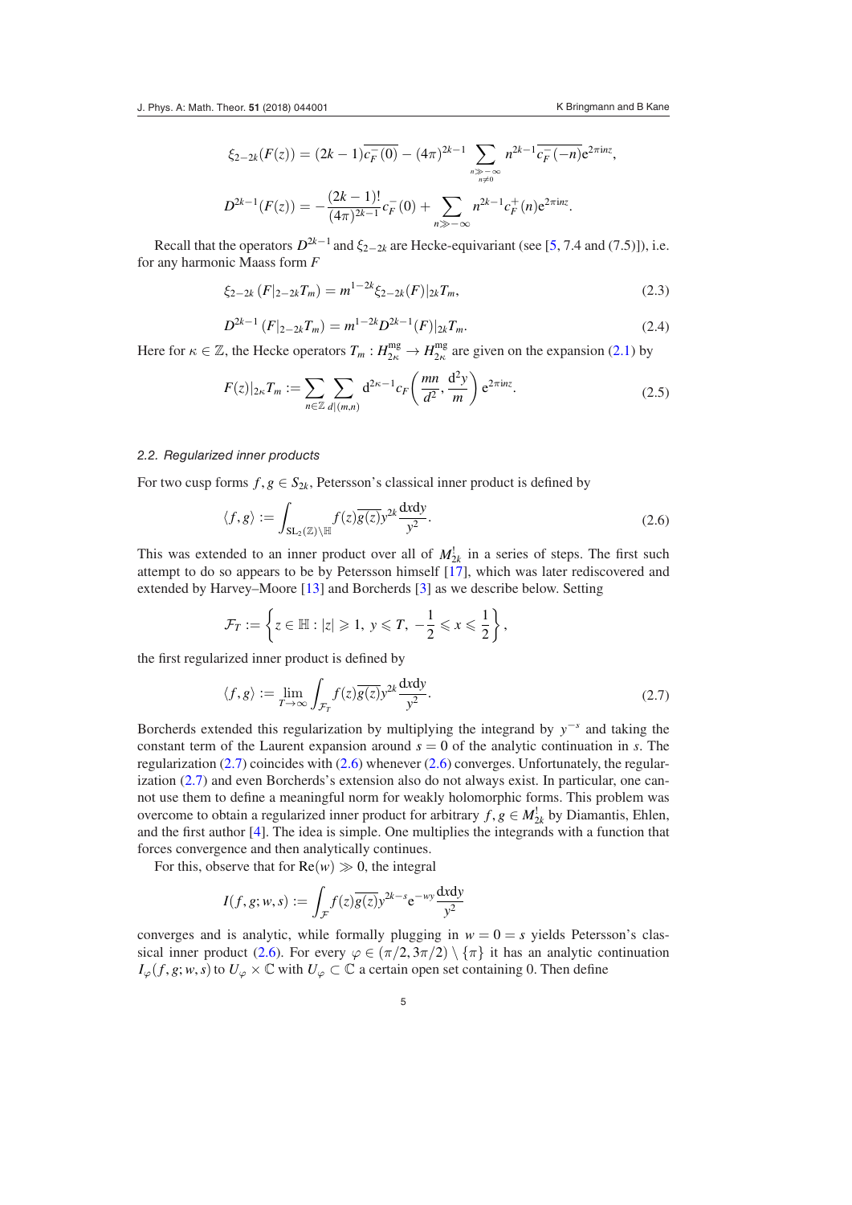$$\xi_{2-2k}(F(z)) = (2k-1)\overline{c_F^-(0)} - (4\pi)^{2k-1} \sum_{\substack{n \gg -\infty \\ n \neq 0}} n^{2k-1} \overline{c_F^-(-n)} e^{2\pi i n z},$$

$$D^{2k-1}(F(z)) = -\frac{(2k-1)!}{(4\pi)^{2k-1}} c_F^-(0) + \sum_{n \gg -\infty} n^{2k-1} c_F^+(n) e^{2\pi i n z}.$$

Recall that the operators $D^{2k-1}$ and $\xi_{2-2k}$ are Hecke-equivariant (see [5, 7.4 and (7.5)]), i.e. for any harmonic Maass form $F$

$$\xi_{2-2k}\left(F|_{2-2k}T_m\right) = m^{1-2k}\xi_{2-2k}(F)|_{2k}T_m, \tag{2.3}$$

$$D^{2k-1}\left(F|_{2-2k}T_m\right) = m^{1-2k}D^{2k-1}(F)|_{2k}T_m. \tag{2.4}$$

Here for $\kappa \in \mathbb{Z}$, the Hecke operators $T_m : H_{2\kappa}^{\mathrm{mg}} \to H_{2\kappa}^{\mathrm{mg}}$ are given on the expansion (2.1) by

$$F(z)|_{2\kappa}T_m := \sum_{n \in \mathbb{Z}} \sum_{d|(m,n)} d^{2\kappa-1} c_F\left(\frac{mn}{d^2}, \frac{d^2 y}{m}\right) e^{2\pi i n z}. \tag{2.5}$$

### 2.2. Regularized inner products

For two cusp forms $f, g \in S_{2k}$, Petersson's classical inner product is defined by

$$\langle f, g \rangle := \int_{\mathrm{SL}_2(\mathbb{Z})\backslash\mathbb{H}} f(z)\overline{g(z)} y^{2k} \frac{dx dy}{y^2}. \tag{2.6}$$

This was extended to an inner product over all of $M_{2k}^!$ in a series of steps. The first such attempt to do so appears to be by Petersson himself [17], which was later rediscovered and extended by Harvey–Moore [13] and Borcherds [3] as we describe below. Setting

$$\mathcal{F}_T := \left\{ z \in \mathbb{H} : |z| \geqslant 1,\ y \leqslant T,\ -\frac{1}{2} \leqslant x \leqslant \frac{1}{2} \right\},$$

the first regularized inner product is defined by

$$\langle f, g \rangle := \lim_{T \to \infty} \int_{\mathcal{F}_T} f(z)\overline{g(z)} y^{2k} \frac{dx dy}{y^2}. \tag{2.7}$$

Borcherds extended this regularization by multiplying the integrand by $y^{-s}$ and taking the constant term of the Laurent expansion around $s = 0$ of the analytic continuation in $s$. The regularization (2.7) coincides with (2.6) whenever (2.6) converges. Unfortunately, the regularization (2.7) and even Borcherds's extension also do not always exist. In particular, one cannot use them to define a meaningful norm for weakly holomorphic forms. This problem was overcome to obtain a regularized inner product for arbitrary $f, g \in M_{2k}^!$ by Diamantis, Ehlen, and the first author [4]. The idea is simple. One multiplies the integrands with a function that forces convergence and then analytically continues.

For this, observe that for $\mathrm{Re}(w) \gg 0$, the integral

$$I(f, g; w, s) := \int_{\mathcal{F}} f(z)\overline{g(z)} y^{2k-s} e^{-wy} \frac{dx dy}{y^2}$$

converges and is analytic, while formally plugging in $w = 0 = s$ yields Petersson's classical inner product (2.6). For every $\varphi \in (\pi/2, 3\pi/2) \setminus \{\pi\}$ it has an analytic continuation $I_\varphi(f, g; w, s)$ to $U_\varphi \times \mathbb{C}$ with $U_\varphi \subset \mathbb{C}$ a certain open set containing 0. Then define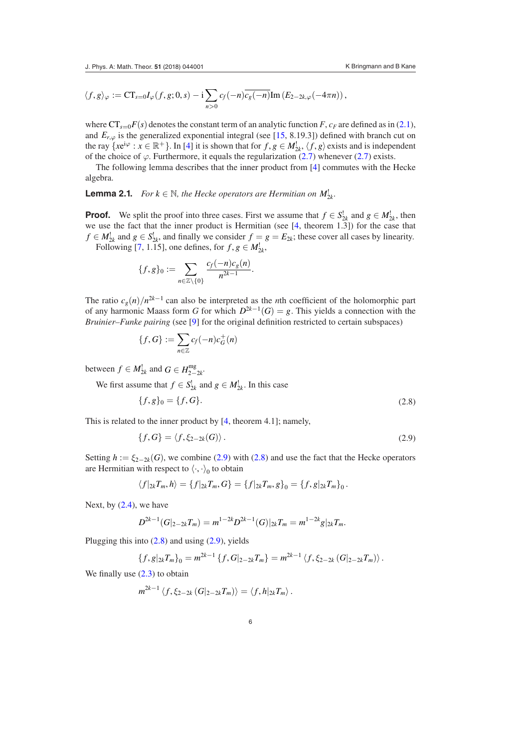$$\langle f, g\rangle_\varphi := \mathrm{CT}_{s=0} I_\varphi(f, g; 0, s) - \mathrm{i} \sum_{n>0} c_f(-n)\overline{c_g(-n)} \mathrm{Im}\left(E_{2-2k,\varphi}(-4\pi n)\right),$$

where $\mathrm{CT}_{s=0}F(s)$ denotes the constant term of an analytic function $F$, $c_F$ are defined as in (2.1), and $E_{r,\varphi}$ is the generalized exponential integral (see [15, 8.19.3]) defined with branch cut on the ray $\{xe^{\mathrm{i}\varphi} : x \in \mathbb{R}^+\}$. In [4] it is shown that for $f, g \in M_{2k}^!$, $\langle f, g\rangle$ exists and is independent of the choice of $\varphi$. Furthermore, it equals the regularization (2.7) whenever (2.7) exists.

The following lemma describes that the inner product from [4] commutes with the Hecke algebra.

**Lemma 2.1.** *For $k \in \mathbb{N}$, the Hecke operators are Hermitian on $M_{2k}^!$.*

**Proof.** We split the proof into three cases. First we assume that $f \in S_{2k}^!$ and $g \in M_{2k}^!$, then we use the fact that the inner product is Hermitian (see [4, theorem 1.3]) for the case that $f \in M_{2k}^!$ and $g \in S_{2k}^!$, and finally we consider $f = g = E_{2k}$; these cover all cases by linearity.

Following [7, 1.15], one defines, for $f, g \in M_{2k}^!$,

$$\{f, g\}_0 := \sum_{n \in \mathbb{Z}\setminus\{0\}} \frac{c_f(-n)c_g(n)}{n^{2k-1}}.$$

The ratio $c_g(n)/n^{2k-1}$ can also be interpreted as the $n$th coefficient of the holomorphic part of any harmonic Maass form $G$ for which $D^{2k-1}(G) = g$. This yields a connection with the *Bruinier–Funke pairing* (see [9] for the original definition restricted to certain subspaces)

$$\{f, G\} := \sum_{n \in \mathbb{Z}} c_f(-n)c_G^+(n)$$

between $f \in M_{2k}^!$ and $G \in H_{2-2k}^{\mathrm{mg}}$.

We first assume that $f \in S_{2k}^!$ and $g \in M_{2k}^!$. In this case

$$\{f, g\}_0 = \{f, G\}. \tag{2.8}$$

This is related to the inner product by [4, theorem 4.1]; namely,

$$\{f, G\} = \langle f, \xi_{2-2k}(G)\rangle. \tag{2.9}$$

Setting $h := \xi_{2-2k}(G)$, we combine (2.9) with (2.8) and use the fact that the Hecke operators are Hermitian with respect to $\langle\cdot,\cdot\rangle_0$ to obtain

$$\langle f|_{2k}T_m, h\rangle = \{f|_{2k}T_m, G\} = \{f|_{2k}T_m, g\}_0 = \{f, g|_{2k}T_m\}_0.$$

Next, by (2.4), we have

$$D^{2k-1}(G|_{2-2k}T_m) = m^{1-2k}D^{2k-1}(G)|_{2k}T_m = m^{1-2k}g|_{2k}T_m.$$

Plugging this into (2.8) and using (2.9), yields

$$\{f, g|_{2k}T_m\}_0 = m^{2k-1}\{f, G|_{2-2k}T_m\} = m^{2k-1}\langle f, \xi_{2-2k}(G|_{2-2k}T_m)\rangle.$$

We finally use (2.3) to obtain

$$m^{2k-1}\langle f, \xi_{2-2k}(G|_{2-2k}T_m)\rangle = \langle f, h|_{2k}T_m\rangle.$$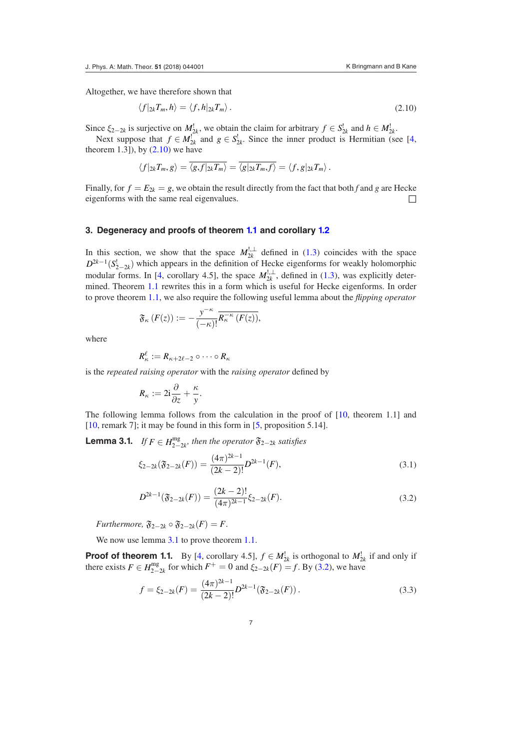Altogether, we have therefore shown that

$$\langle f|_{2k}T_m, h\rangle = \langle f, h|_{2k}T_m\rangle\,. \tag{2.10}$$

Since $\xi_{2-2k}$ is surjective on $M^!_{2k}$, we obtain the claim for arbitrary $f \in S^!_{2k}$ and $h \in M^!_{2k}$.

Next suppose that $f \in M^!_{2k}$ and $g \in S^!_{2k}$. Since the inner product is Hermitian (see [4, theorem 1.3]), by (2.10) we have

$$\langle f|_{2k}T_m, g\rangle = \overline{\langle g, f|_{2k}T_m\rangle} = \overline{\langle g|_{2k}T_m, f\rangle} = \langle f, g|_{2k}T_m\rangle\,.$$

Finally, for $f = E_{2k} = g$, we obtain the result directly from the fact that both $f$ and $g$ are Hecke eigenforms with the same real eigenvalues. $\square$

## 3. Degeneracy and proofs of theorem 1.1 and corollary 1.2

In this section, we show that the space $M^{!,\perp}_{2k}$ defined in (1.3) coincides with the space $D^{2k-1}(S^!_{2-2k})$ which appears in the definition of Hecke eigenforms for weakly holomorphic modular forms. In [4, corollary 4.5], the space $M^{!,\perp}_{2k}$, defined in (1.3), was explicitly determined. Theorem 1.1 rewrites this in a form which is useful for Hecke eigenforms. In order to prove theorem 1.1, we also require the following useful lemma about the *flipping operator*

$$\mathfrak{F}_\kappa\left(F(z)\right) := -\frac{y^{-\kappa}}{(-\kappa)!}\overline{R_\kappa^{-\kappa}\left(F(z)\right)},$$

where

$$R_\kappa^\ell := R_{\kappa+2\ell-2} \circ \cdots \circ R_\kappa$$

is the *repeated raising operator* with the *raising operator* defined by

$$R_\kappa := 2i\frac{\partial}{\partial z} + \frac{\kappa}{y}.$$

The following lemma follows from the calculation in the proof of [10, theorem 1.1] and [10, remark 7]; it may be found in this form in [5, proposition 5.14].

**Lemma 3.1.** *If $F \in H^{\mathrm{mg}}_{2-2k}$, then the operator $\mathfrak{F}_{2-2k}$ satisfies*

$$\xi_{2-2k}(\mathfrak{F}_{2-2k}(F)) = \frac{(4\pi)^{2k-1}}{(2k-2)!}D^{2k-1}(F), \tag{3.1}$$

$$D^{2k-1}(\mathfrak{F}_{2-2k}(F)) = \frac{(2k-2)!}{(4\pi)^{2k-1}}\xi_{2-2k}(F). \tag{3.2}$$

*Furthermore, $\mathfrak{F}_{2-2k} \circ \mathfrak{F}_{2-2k}(F) = F$.*

We now use lemma 3.1 to prove theorem 1.1.

**Proof of theorem 1.1.** By [4, corollary 4.5], $f \in M^!_{2k}$ is orthogonal to $M^!_{2k}$ if and only if there exists $F \in H^{\mathrm{mg}}_{2-2k}$ for which $F^+ = 0$ and $\xi_{2-2k}(F) = f$. By (3.2), we have

$$f = \xi_{2-2k}(F) = \frac{(4\pi)^{2k-1}}{(2k-2)!}D^{2k-1}(\mathfrak{F}_{2-2k}(F))\,. \tag{3.3}$$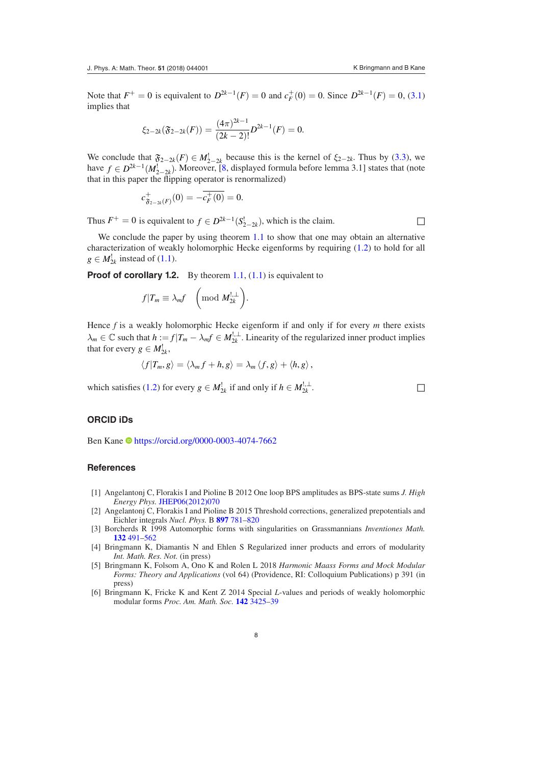Note that $F^+ = 0$ is equivalent to $D^{2k-1}(F) = 0$ and $c_F^+(0) = 0$. Since $D^{2k-1}(F) = 0$, (3.1) implies that

$$\xi_{2-2k}(\mathfrak{F}_{2-2k}(F)) = \frac{(4\pi)^{2k-1}}{(2k-2)!} D^{2k-1}(F) = 0.$$

We conclude that $\mathfrak{F}_{2-2k}(F) \in M^!_{2-2k}$ because this is the kernel of $\xi_{2-2k}$. Thus by (3.3), we have $f \in D^{2k-1}(M^!_{2-2k})$. Moreover, [8, displayed formula before lemma 3.1] states that (note that in this paper the flipping operator is renormalized)

$$c^+_{\mathfrak{F}_{2-2k}(F)}(0) = -\overline{c_F^+(0)} = 0.$$

Thus $F^+ = 0$ is equivalent to $f \in D^{2k-1}(S^!_{2-2k})$, which is the claim. □

We conclude the paper by using theorem 1.1 to show that one may obtain an alternative characterization of weakly holomorphic Hecke eigenforms by requiring (1.2) to hold for all $g \in M^!_{2k}$ instead of (1.1).

**Proof of corollary 1.2.** By theorem 1.1, (1.1) is equivalent to

$$f|T_m \equiv \lambda_m f \quad \left( \bmod\ M^{!,\perp}_{2k} \right).$$

Hence $f$ is a weakly holomorphic Hecke eigenform if and only if for every $m$ there exists $\lambda_m \in \mathbb{C}$ such that $h := f|T_m - \lambda_m f \in M^{!,\perp}_{2k}$. Linearity of the regularized inner product implies that for every $g \in M^!_{2k}$,

$$\langle f|T_m, g\rangle = \langle \lambda_m f + h, g\rangle = \lambda_m \langle f, g\rangle + \langle h, g\rangle,$$

which satisfies (1.2) for every $g \in M^!_{2k}$ if and only if $h \in M^{!,\perp}_{2k}$. □

## ORCID iDs

Ben Kane https://orcid.org/0000-0003-4074-7662

## References

[1] Angelantonj C, Florakis I and Pioline B 2012 One loop BPS amplitudes as BPS-state sums *J. High Energy Phys.* JHEP06(2012)070

[2] Angelantonj C, Florakis I and Pioline B 2015 Threshold corrections, generalized prepotentials and Eichler integrals *Nucl. Phys.* B **897** 781–820

[3] Borcherds R 1998 Automorphic forms with singularities on Grassmannians *Inventiones Math.* **132** 491–562

[4] Bringmann K, Diamantis N and Ehlen S Regularized inner products and errors of modularity *Int. Math. Res. Not.* (in press)

[5] Bringmann K, Folsom A, Ono K and Rolen L 2018 *Harmonic Maass Forms and Mock Modular Forms: Theory and Applications* (vol 64) (Providence, RI: Colloquium Publications) p 391 (in press)

[6] Bringmann K, Fricke K and Kent Z 2014 Special *L*-values and periods of weakly holomorphic modular forms *Proc. Am. Math. Soc.* **142** 3425–39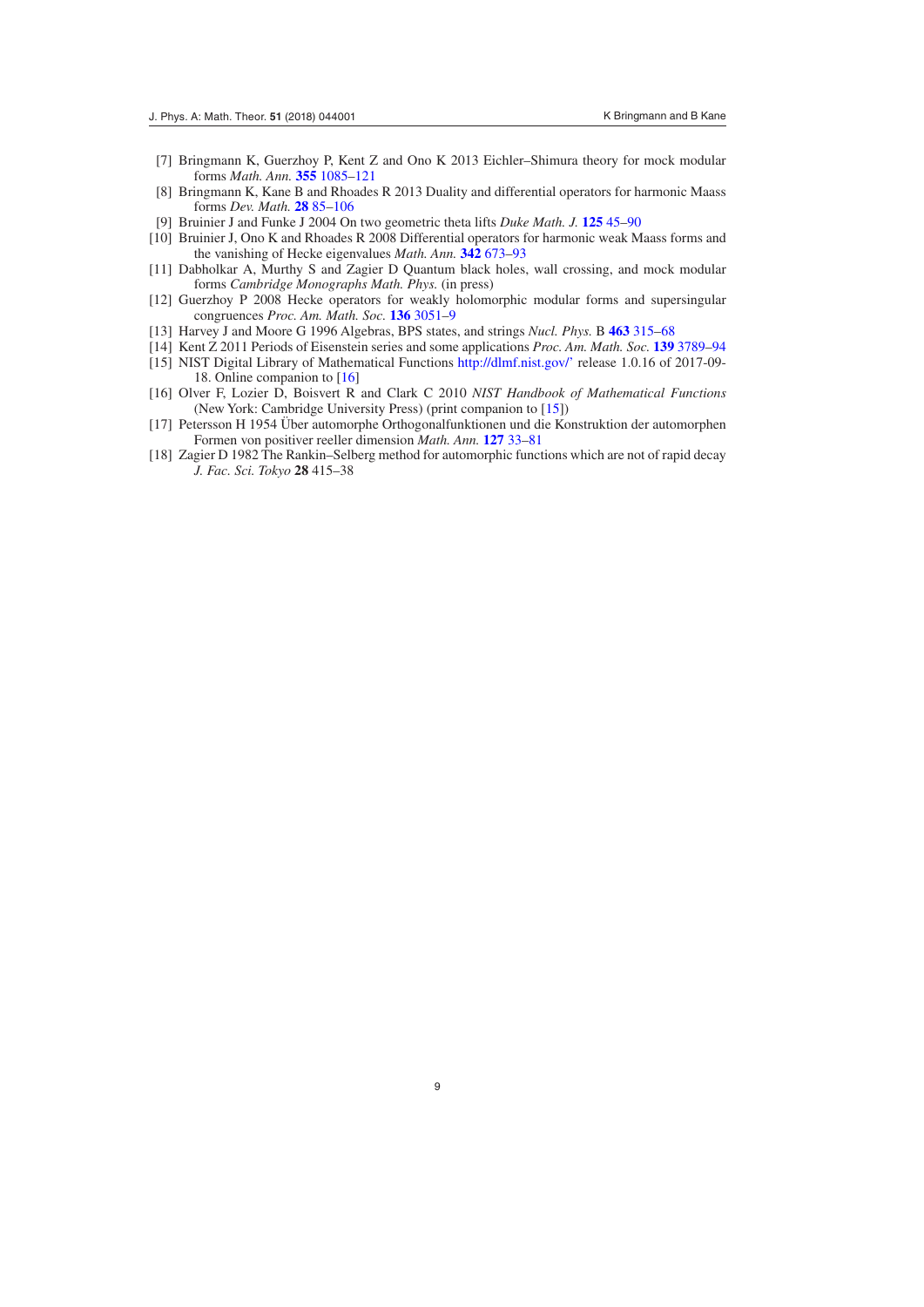[7] Bringmann K, Guerzhoy P, Kent Z and Ono K 2013 Eichler–Shimura theory for mock modular forms *Math. Ann.* **355** 1085–121

[8] Bringmann K, Kane B and Rhoades R 2013 Duality and differential operators for harmonic Maass forms *Dev. Math.* **28** 85–106

[9] Bruinier J and Funke J 2004 On two geometric theta lifts *Duke Math. J.* **125** 45–90

[10] Bruinier J, Ono K and Rhoades R 2008 Differential operators for harmonic weak Maass forms and the vanishing of Hecke eigenvalues *Math. Ann.* **342** 673–93

[11] Dabholkar A, Murthy S and Zagier D Quantum black holes, wall crossing, and mock modular forms *Cambridge Monographs Math. Phys.* (in press)

[12] Guerzhoy P 2008 Hecke operators for weakly holomorphic modular forms and supersingular congruences *Proc. Am. Math. Soc.* **136** 3051–9

[13] Harvey J and Moore G 1996 Algebras, BPS states, and strings *Nucl. Phys.* B **463** 315–68

[14] Kent Z 2011 Periods of Eisenstein series and some applications *Proc. Am. Math. Soc.* **139** 3789–94

[15] NIST Digital Library of Mathematical Functions http://dlmf.nist.gov/' release 1.0.16 of 2017-09-18. Online companion to [16]

[16] Olver F, Lozier D, Boisvert R and Clark C 2010 *NIST Handbook of Mathematical Functions* (New York: Cambridge University Press) (print companion to [15])

[17] Petersson H 1954 Über automorphe Orthogonalfunktionen und die Konstruktion der automorphen Formen von positiver reeller dimension *Math. Ann.* **127** 33–81

[18] Zagier D 1982 The Rankin–Selberg method for automorphic functions which are not of rapid decay *J. Fac. Sci. Tokyo* **28** 415–38